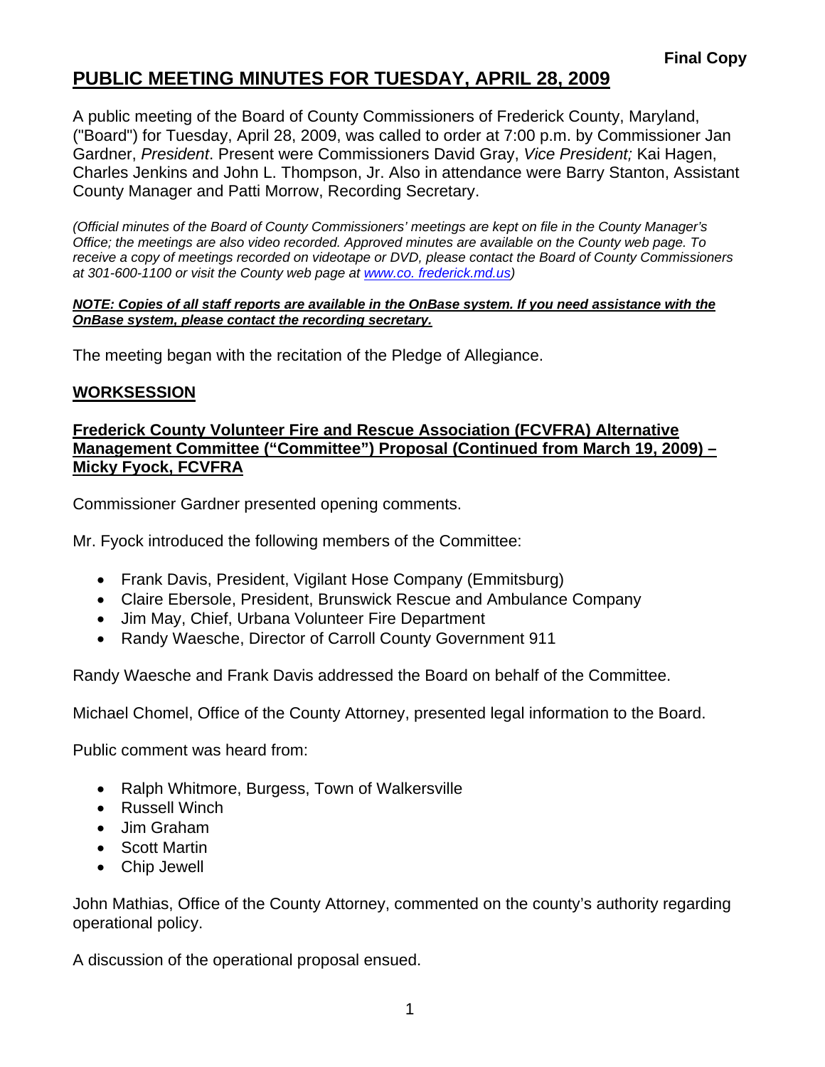**Final Copy**

# PUBLIC MEETING MINUTES FOR TUESDAY, APRIL 28, 2009

A public meeting of the Board of County Commissioners of Frederick County, Maryland, ("Board") for Tuesday, April 28, 2009, was called to order at 7:00 p.m. by Commissioner Jan Gardner, *President*. Present were Commissioners David Gray, *Vice President;* Kai Hagen, Charles Jenkins and John L. Thompson, Jr. Also in attendance were Barry Stanton, Assistant County Manager and Patti Morrow, Recording Secretary.

*(Official minutes of the Board of County Commissioners' meetings are kept on file in the County Manager's Office; the meetings are also video recorded. Approved minutes are available on the County web page. To receive a copy of meetings recorded on videotape or DVD, please contact the Board of County Commissioners at 301-600-1100 or visit the County web page at www.co. frederick.md.us)*

***NOTE: Copies of all staff reports are available in the OnBase system. If you need assistance with the OnBase system, please contact the recording secretary.***

The meeting began with the recitation of the Pledge of Allegiance.

## WORKSESSION

### Frederick County Volunteer Fire and Rescue Association (FCVFRA) Alternative Management Committee ("Committee") Proposal (Continued from March 19, 2009) – Micky Fyock, FCVFRA

Commissioner Gardner presented opening comments.

Mr. Fyock introduced the following members of the Committee:

- Frank Davis, President, Vigilant Hose Company (Emmitsburg)
- Claire Ebersole, President, Brunswick Rescue and Ambulance Company
- Jim May, Chief, Urbana Volunteer Fire Department
- Randy Waesche, Director of Carroll County Government 911

Randy Waesche and Frank Davis addressed the Board on behalf of the Committee.

Michael Chomel, Office of the County Attorney, presented legal information to the Board.

Public comment was heard from:

- Ralph Whitmore, Burgess, Town of Walkersville
- Russell Winch
- Jim Graham
- Scott Martin
- Chip Jewell

John Mathias, Office of the County Attorney, commented on the county's authority regarding operational policy.

A discussion of the operational proposal ensued.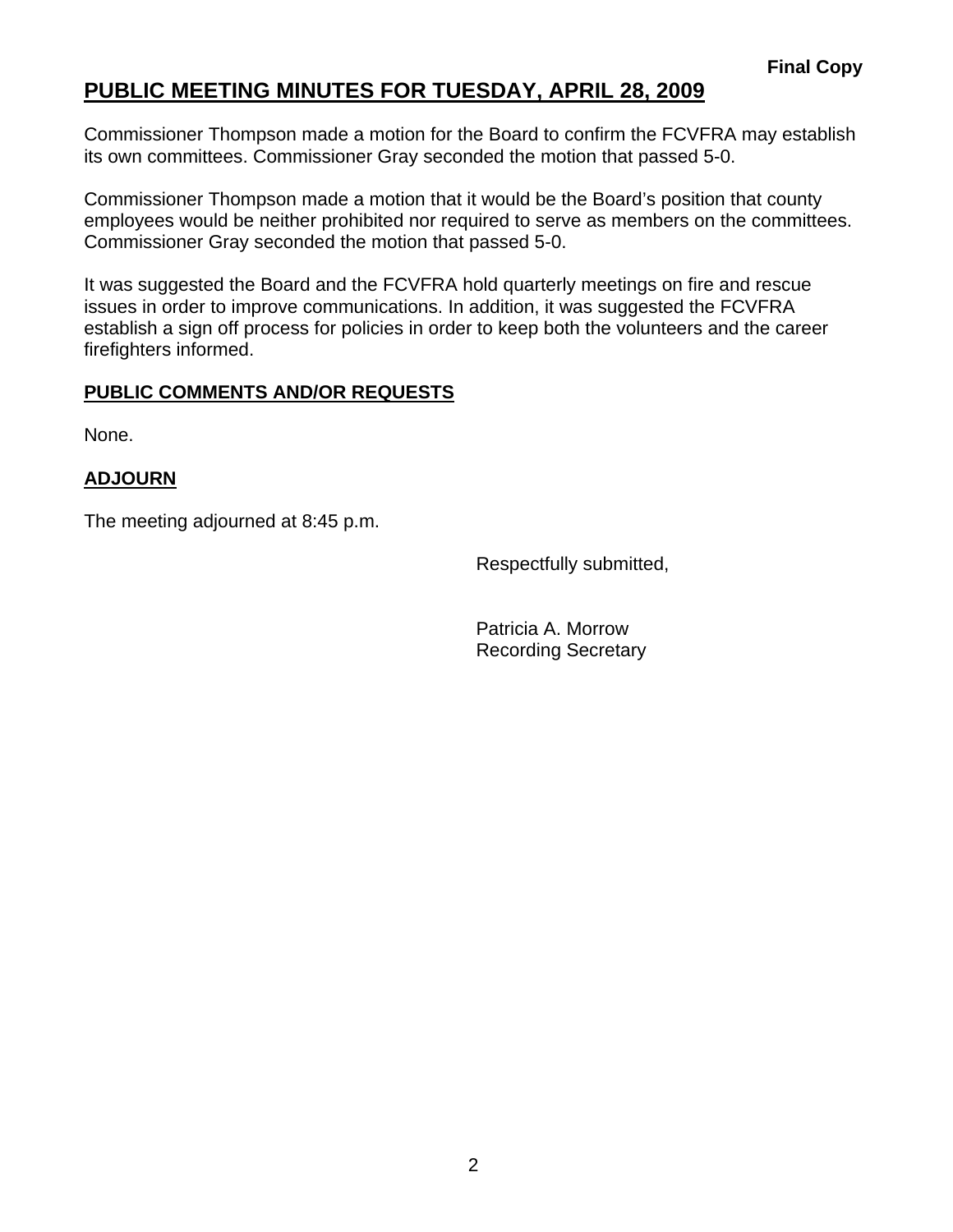**Final Copy**

# PUBLIC MEETING MINUTES FOR TUESDAY, APRIL 28, 2009

Commissioner Thompson made a motion for the Board to confirm the FCVFRA may establish its own committees. Commissioner Gray seconded the motion that passed 5-0.

Commissioner Thompson made a motion that it would be the Board's position that county employees would be neither prohibited nor required to serve as members on the committees. Commissioner Gray seconded the motion that passed 5-0.

It was suggested the Board and the FCVFRA hold quarterly meetings on fire and rescue issues in order to improve communications. In addition, it was suggested the FCVFRA establish a sign off process for policies in order to keep both the volunteers and the career firefighters informed.

## PUBLIC COMMENTS AND/OR REQUESTS

None.

## ADJOURN

The meeting adjourned at 8:45 p.m.

Respectfully submitted,

Patricia A. Morrow
Recording Secretary